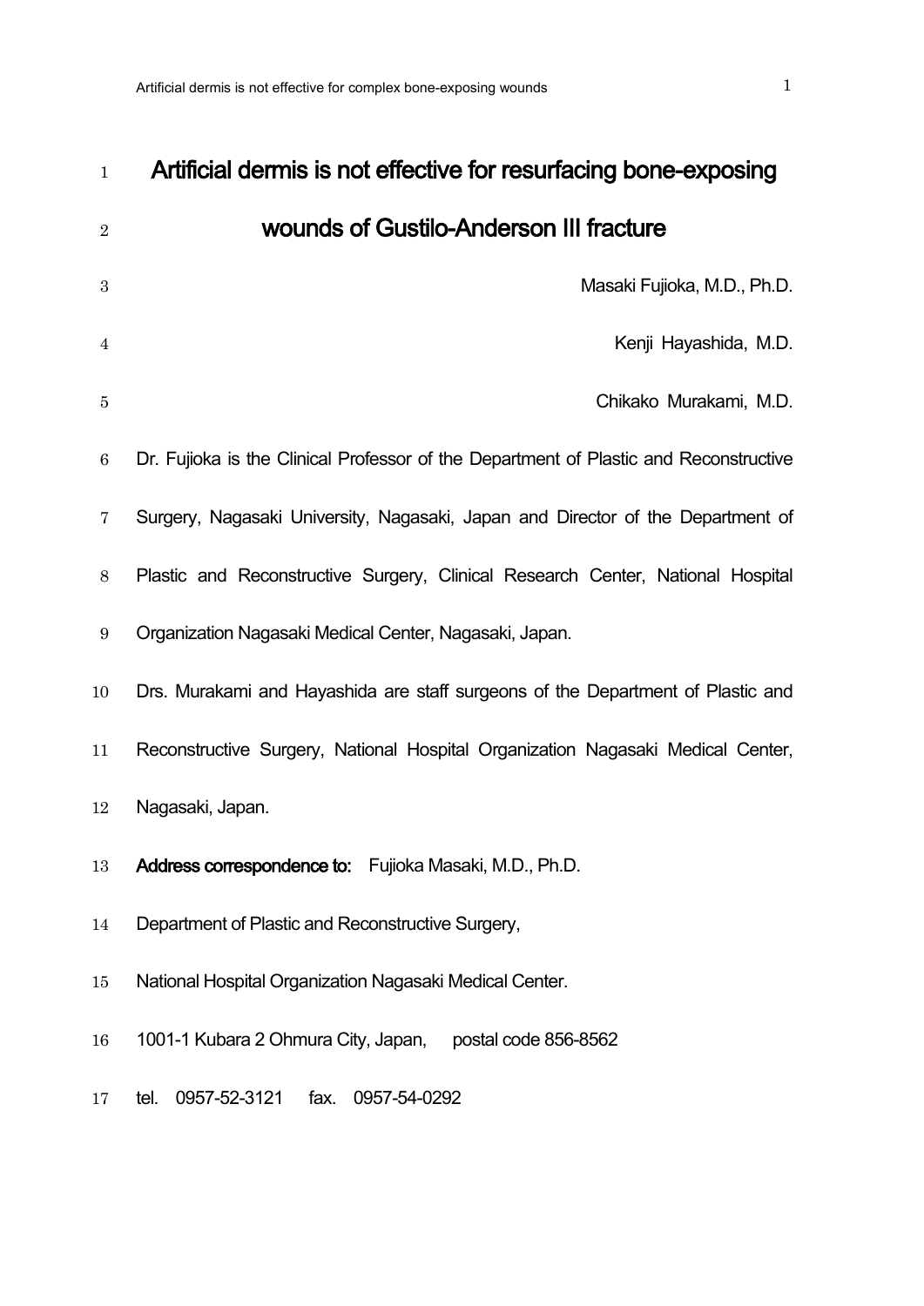# Artificial dermis is not effective for resurfacing bone-exposing wounds of Gustilo-Anderson III fracture

Masaki Fujioka, M.D., Ph.D.

Kenji Hayashida, M.D.

Chikako Murakami, M.D.

Dr. Fujioka is the Clinical Professor of the Department of Plastic and Reconstructive Surgery, Nagasaki University, Nagasaki, Japan and Director of the Department of Plastic and Reconstructive Surgery, Clinical Research Center, National Hospital Organization Nagasaki Medical Center, Nagasaki, Japan.

Drs. Murakami and Hayashida are staff surgeons of the Department of Plastic and Reconstructive Surgery, National Hospital Organization Nagasaki Medical Center, Nagasaki, Japan.

**Address correspondence to:** Fujioka Masaki, M.D., Ph.D.

Department of Plastic and Reconstructive Surgery,

National Hospital Organization Nagasaki Medical Center.

1001-1 Kubara 2 Ohmura City, Japan, postal code 856-8562

tel. 0957-52-3121 fax. 0957-54-0292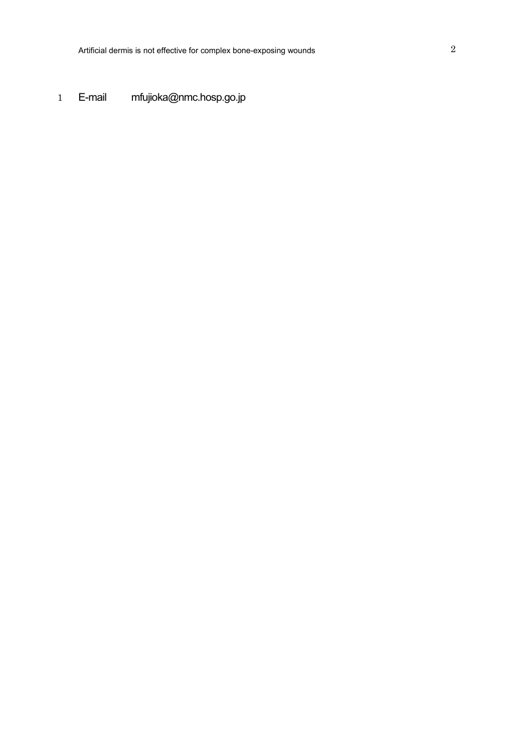E-mail mfujioka@nmc.hosp.go.jp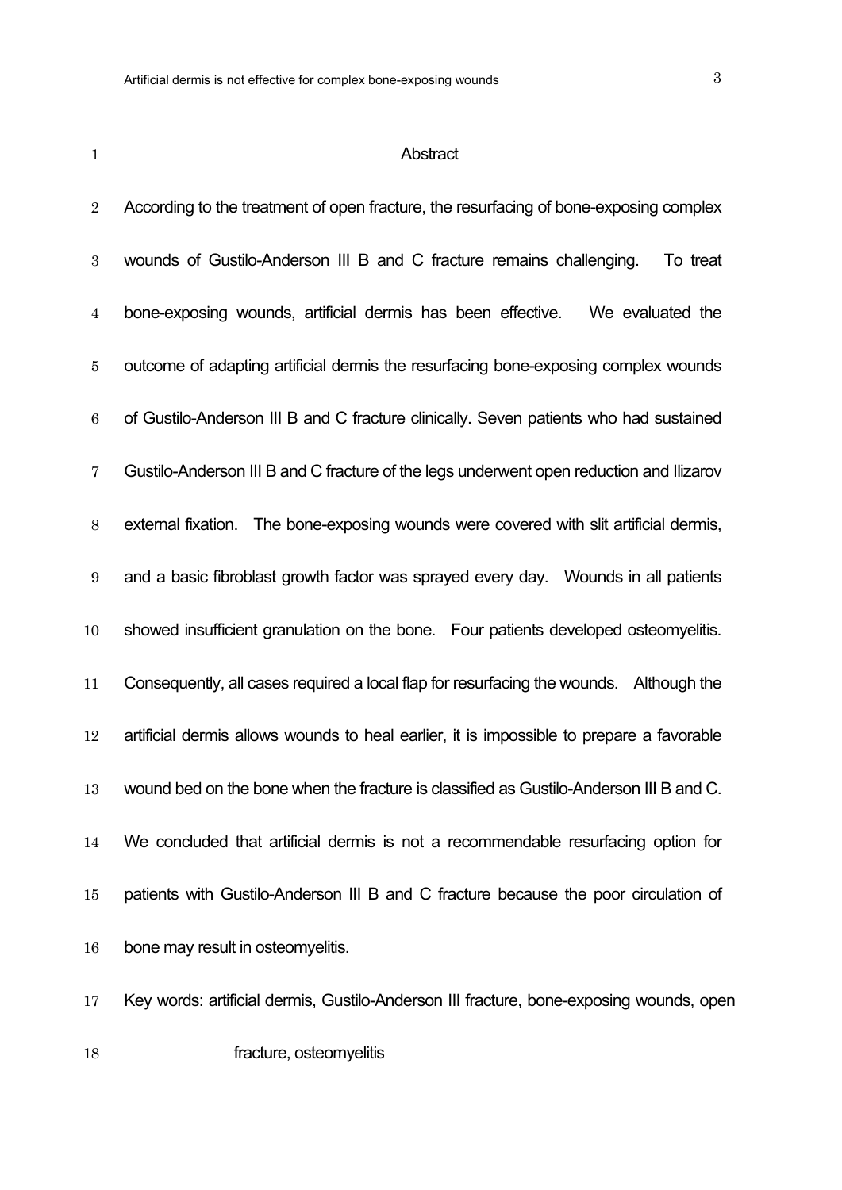## Abstract

According to the treatment of open fracture, the resurfacing of bone-exposing complex wounds of Gustilo-Anderson III B and C fracture remains challenging. To treat bone-exposing wounds, artificial dermis has been effective. We evaluated the outcome of adapting artificial dermis the resurfacing bone-exposing complex wounds of Gustilo-Anderson III B and C fracture clinically. Seven patients who had sustained Gustilo-Anderson III B and C fracture of the legs underwent open reduction and Ilizarov external fixation. The bone-exposing wounds were covered with slit artificial dermis, and a basic fibroblast growth factor was sprayed every day. Wounds in all patients showed insufficient granulation on the bone. Four patients developed osteomyelitis. Consequently, all cases required a local flap for resurfacing the wounds. Although the artificial dermis allows wounds to heal earlier, it is impossible to prepare a favorable wound bed on the bone when the fracture is classified as Gustilo-Anderson III B and C. We concluded that artificial dermis is not a recommendable resurfacing option for patients with Gustilo-Anderson III B and C fracture because the poor circulation of bone may result in osteomyelitis.

Key words: artificial dermis, Gustilo-Anderson III fracture, bone-exposing wounds, open fracture, osteomyelitis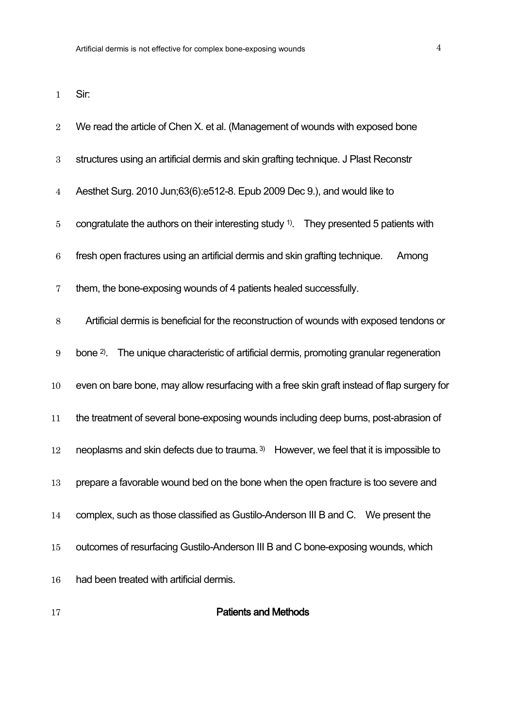Sir:

We read the article of Chen X. et al. (Management of wounds with exposed bone structures using an artificial dermis and skin grafting technique. J Plast Reconstr Aesthet Surg. 2010 Jun;63(6):e512-8. Epub 2009 Dec 9.), and would like to congratulate the authors on their interesting study [1]. They presented 5 patients with fresh open fractures using an artificial dermis and skin grafting technique. Among them, the bone-exposing wounds of 4 patients healed successfully.

Artificial dermis is beneficial for the reconstruction of wounds with exposed tendons or bone [2]. The unique characteristic of artificial dermis, promoting granular regeneration even on bare bone, may allow resurfacing with a free skin graft instead of flap surgery for the treatment of several bone-exposing wounds including deep burns, post-abrasion of neoplasms and skin defects due to trauma. [3] However, we feel that it is impossible to prepare a favorable wound bed on the bone when the open fracture is too severe and complex, such as those classified as Gustilo-Anderson III B and C. We present the outcomes of resurfacing Gustilo-Anderson III B and C bone-exposing wounds, which had been treated with artificial dermis.

## Patients and Methods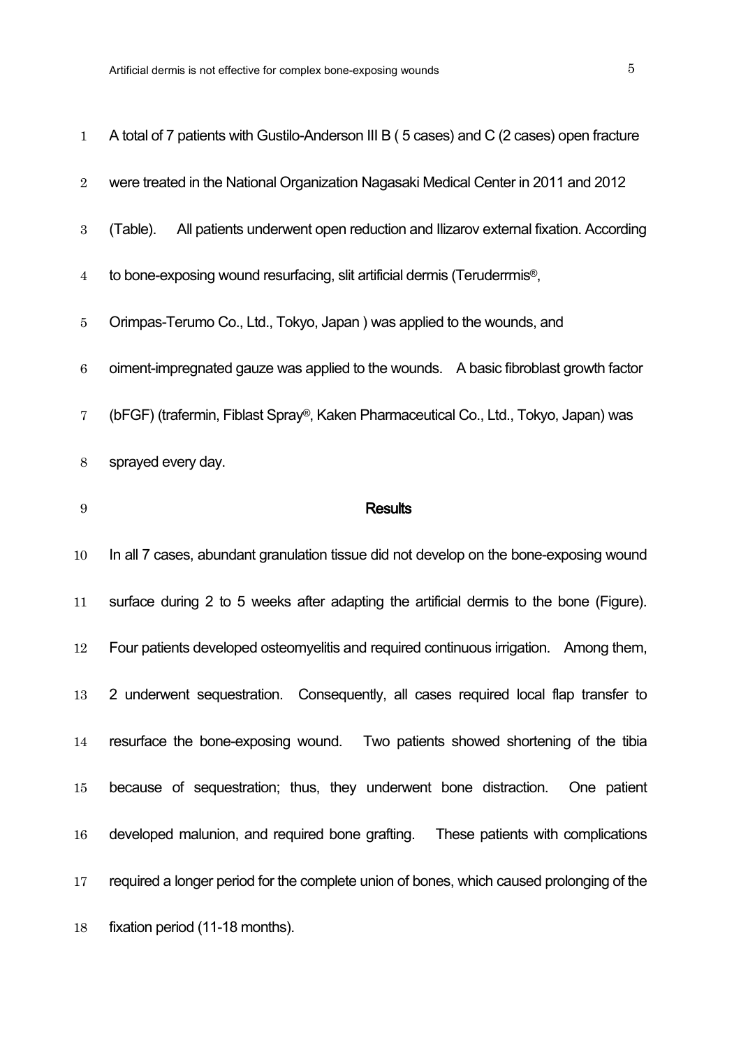A total of 7 patients with Gustilo-Anderson III B ( 5 cases) and C (2 cases) open fracture were treated in the National Organization Nagasaki Medical Center in 2011 and 2012 (Table). All patients underwent open reduction and Ilizarov external fixation. According to bone-exposing wound resurfacing, slit artificial dermis (Terudermis®, Orimpas-Terumo Co., Ltd., Tokyo, Japan ) was applied to the wounds, and oiment-impregnated gauze was applied to the wounds. A basic fibroblast growth factor (bFGF) (trafermin, Fiblast Spray®, Kaken Pharmaceutical Co., Ltd., Tokyo, Japan) was sprayed every day.

## Results

In all 7 cases, abundant granulation tissue did not develop on the bone-exposing wound surface during 2 to 5 weeks after adapting the artificial dermis to the bone (Figure). Four patients developed osteomyelitis and required continuous irrigation. Among them, 2 underwent sequestration. Consequently, all cases required local flap transfer to resurface the bone-exposing wound. Two patients showed shortening of the tibia because of sequestration; thus, they underwent bone distraction. One patient developed malunion, and required bone grafting. These patients with complications required a longer period for the complete union of bones, which caused prolonging of the fixation period (11-18 months).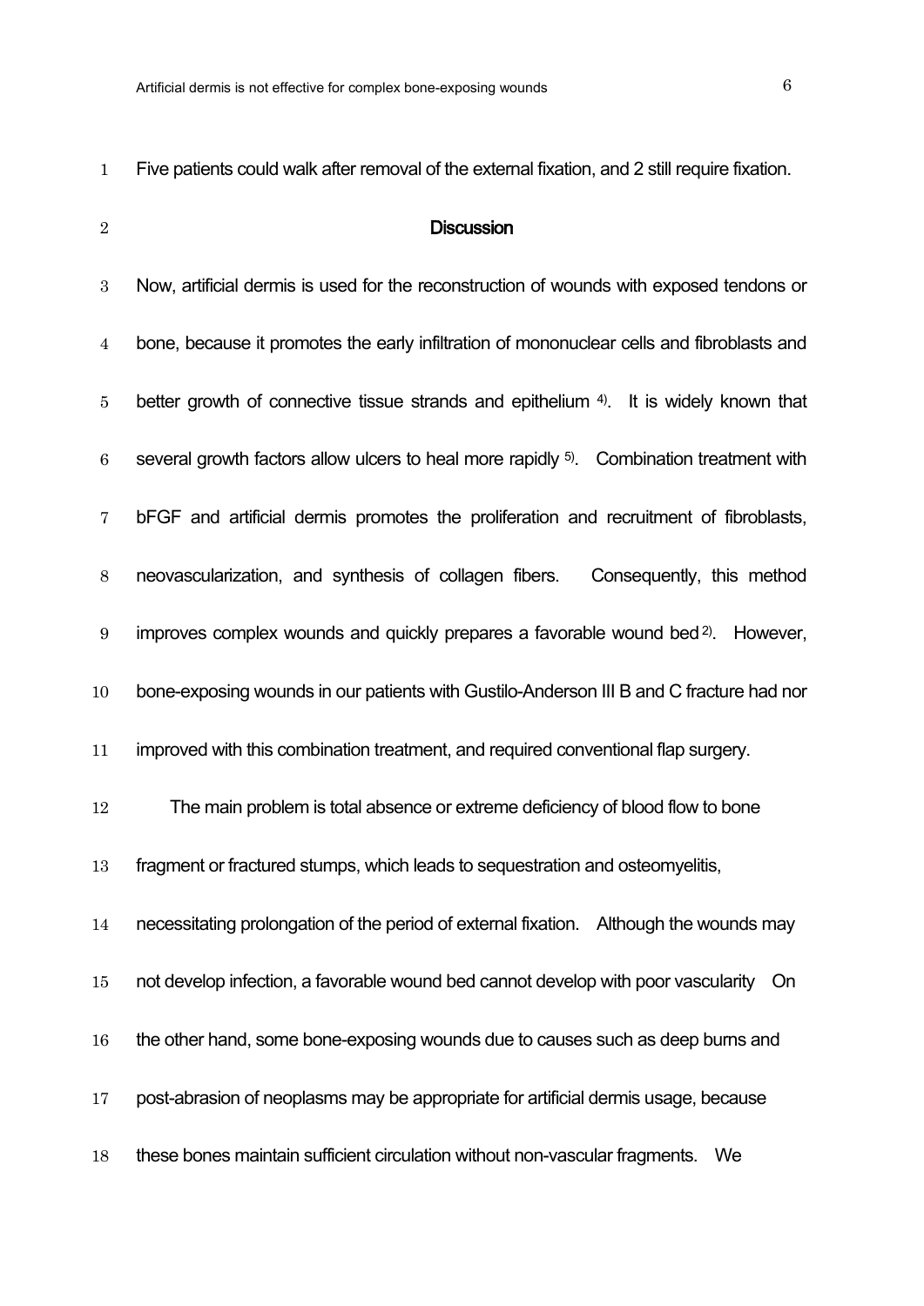Five patients could walk after removal of the external fixation, and 2 still require fixation.

## Discussion

Now, artificial dermis is used for the reconstruction of wounds with exposed tendons or bone, because it promotes the early infiltration of mononuclear cells and fibroblasts and better growth of connective tissue strands and epithelium [4]. It is widely known that several growth factors allow ulcers to heal more rapidly [5]. Combination treatment with bFGF and artificial dermis promotes the proliferation and recruitment of fibroblasts, neovascularization, and synthesis of collagen fibers. Consequently, this method improves complex wounds and quickly prepares a favorable wound bed [2]. However, bone-exposing wounds in our patients with Gustilo-Anderson III B and C fracture had nor improved with this combination treatment, and required conventional flap surgery.

The main problem is total absence or extreme deficiency of blood flow to bone fragment or fractured stumps, which leads to sequestration and osteomyelitis, necessitating prolongation of the period of external fixation. Although the wounds may not develop infection, a favorable wound bed cannot develop with poor vascularity On the other hand, some bone-exposing wounds due to causes such as deep burns and post-abrasion of neoplasms may be appropriate for artificial dermis usage, because these bones maintain sufficient circulation without non-vascular fragments. We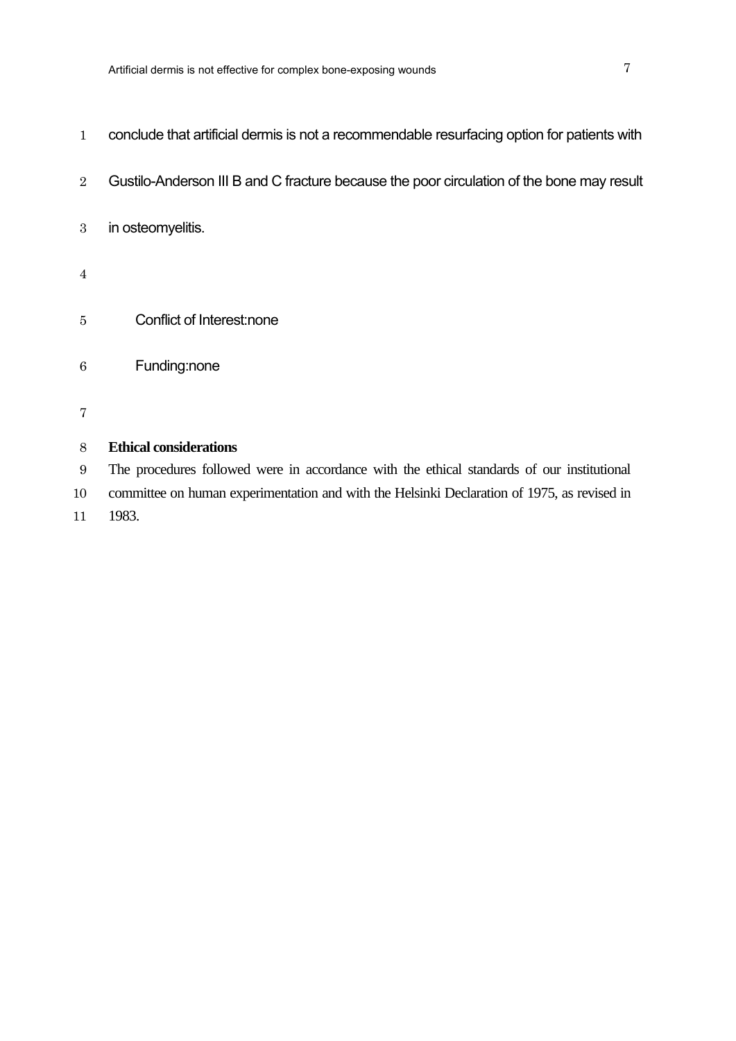conclude that artificial dermis is not a recommendable resurfacing option for patients with Gustilo-Anderson III B and C fracture because the poor circulation of the bone may result in osteomyelitis.

Conflict of Interest:none

Funding:none

**Ethical considerations**

The procedures followed were in accordance with the ethical standards of our institutional committee on human experimentation and with the Helsinki Declaration of 1975, as revised in 1983.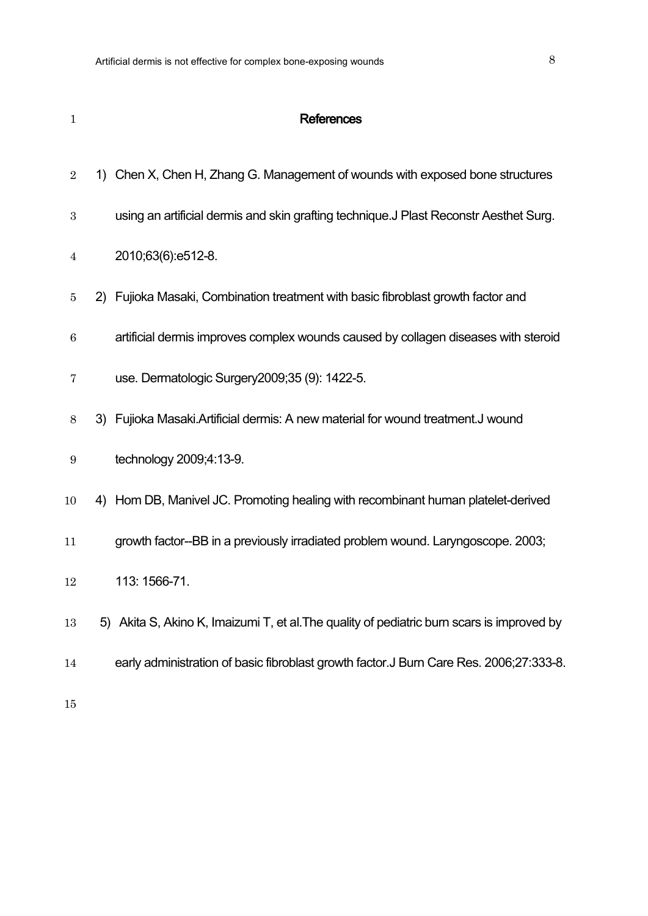## References

1) Chen X, Chen H, Zhang G. Management of wounds with exposed bone structures using an artificial dermis and skin grafting technique.J Plast Reconstr Aesthet Surg. 2010;63(6):e512-8.

2) Fujioka Masaki, Combination treatment with basic fibroblast growth factor and artificial dermis improves complex wounds caused by collagen diseases with steroid use. Dermatologic Surgery2009;35 (9): 1422-5.

3) Fujioka Masaki.Artificial dermis: A new material for wound treatment.J wound technology 2009;4:13-9.

4) Hom DB, Manivel JC. Promoting healing with recombinant human platelet-derived growth factor--BB in a previously irradiated problem wound. Laryngoscope. 2003; 113: 1566-71.

5) Akita S, Akino K, Imaizumi T, et al.The quality of pediatric burn scars is improved by early administration of basic fibroblast growth factor.J Burn Care Res. 2006;27:333-8.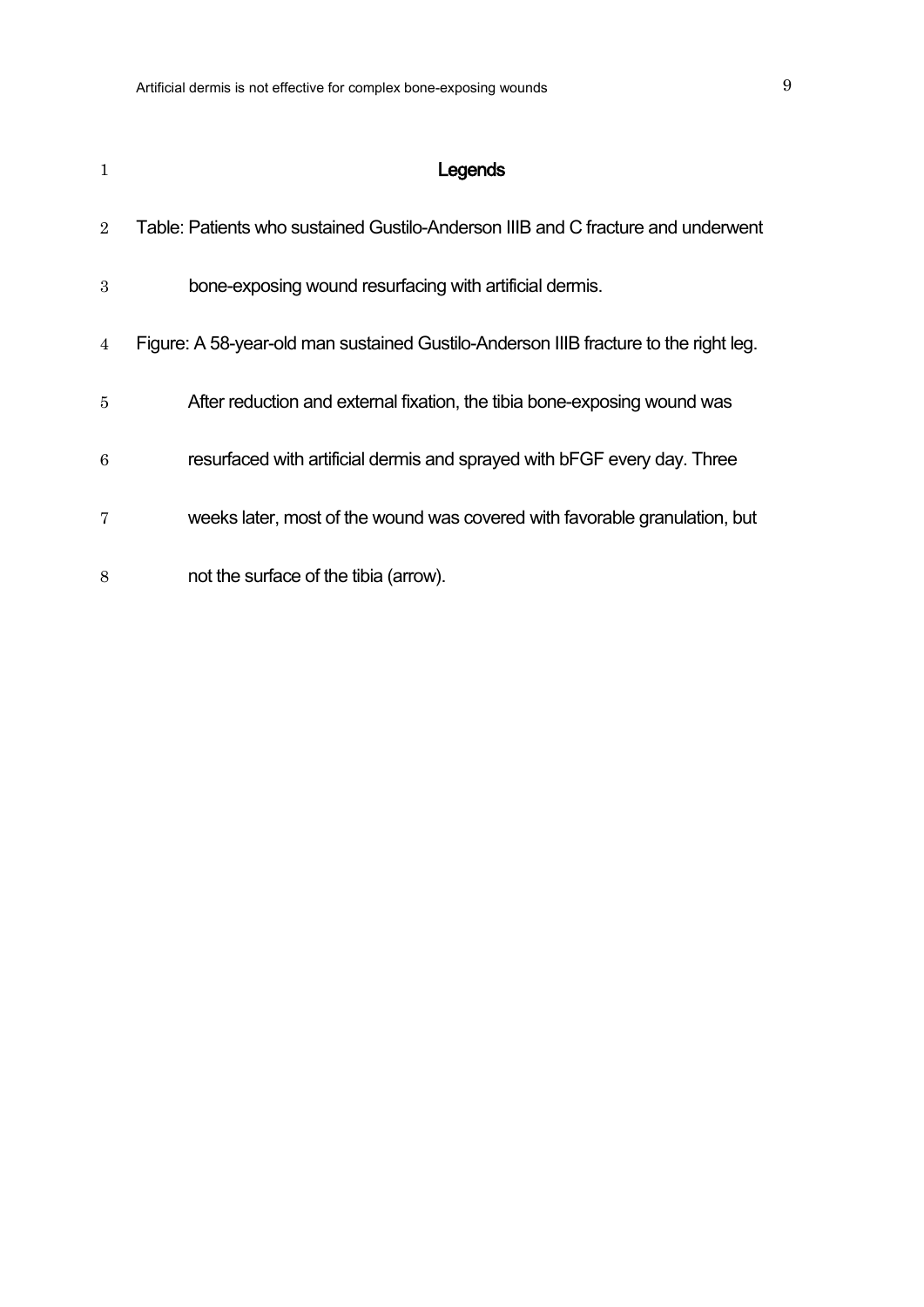# Legends

Table: Patients who sustained Gustilo-Anderson IIIB and C fracture and underwent bone-exposing wound resurfacing with artificial dermis.

Figure: A 58-year-old man sustained Gustilo-Anderson IIIB fracture to the right leg. After reduction and external fixation, the tibia bone-exposing wound was resurfaced with artificial dermis and sprayed with bFGF every day. Three weeks later, most of the wound was covered with favorable granulation, but not the surface of the tibia (arrow).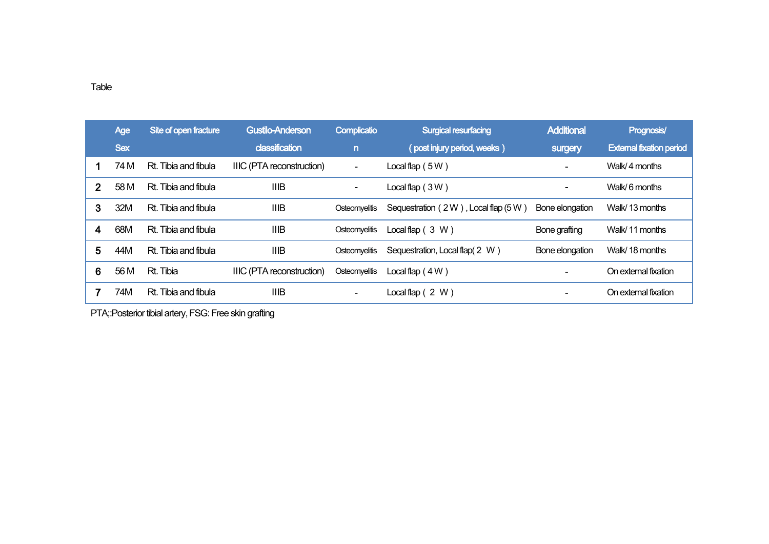Table

| | Age Sex | Site of open fracture | Gustilo-Anderson classification | Complication | Surgical resurfacing ( post injury period, weeks ) | Additional surgery | Prognosis/ External fixation period |
|---|---|---|---|---|---|---|---|
| 1 | 74 M | Rt. Tibia and fibula | IIIC (PTA reconstruction) | - | Local flap ( 5 W ) | - | Walk/ 4 months |
| 2 | 58 M | Rt. Tibia and fibula | IIIB | - | Local flap ( 3 W ) | - | Walk/ 6 months |
| 3 | 32M | Rt. Tibia and fibula | IIIB | Osteomyelitis | Sequestration ( 2 W ) , Local flap (5 W ) | Bone elongation | Walk/ 13 months |
| 4 | 68M | Rt. Tibia and fibula | IIIB | Osteomyelitis | Local flap ( 3 W ) | Bone grafting | Walk/ 11 months |
| 5 | 44M | Rt. Tibia and fibula | IIIB | Osteomyelitis | Sequestration, Local flap( 2 W ) | Bone elongation | Walk/ 18 months |
| 6 | 56 M | Rt. Tibia | IIIC (PTA reconstruction) | Osteomyelitis | Local flap ( 4 W ) | - | On external fixation |
| 7 | 74M | Rt. Tibia and fibula | IIIB | - | Local flap ( 2 W ) | - | On external fixation |

PTA;:Posterior tibial artery, FSG: Free skin grafting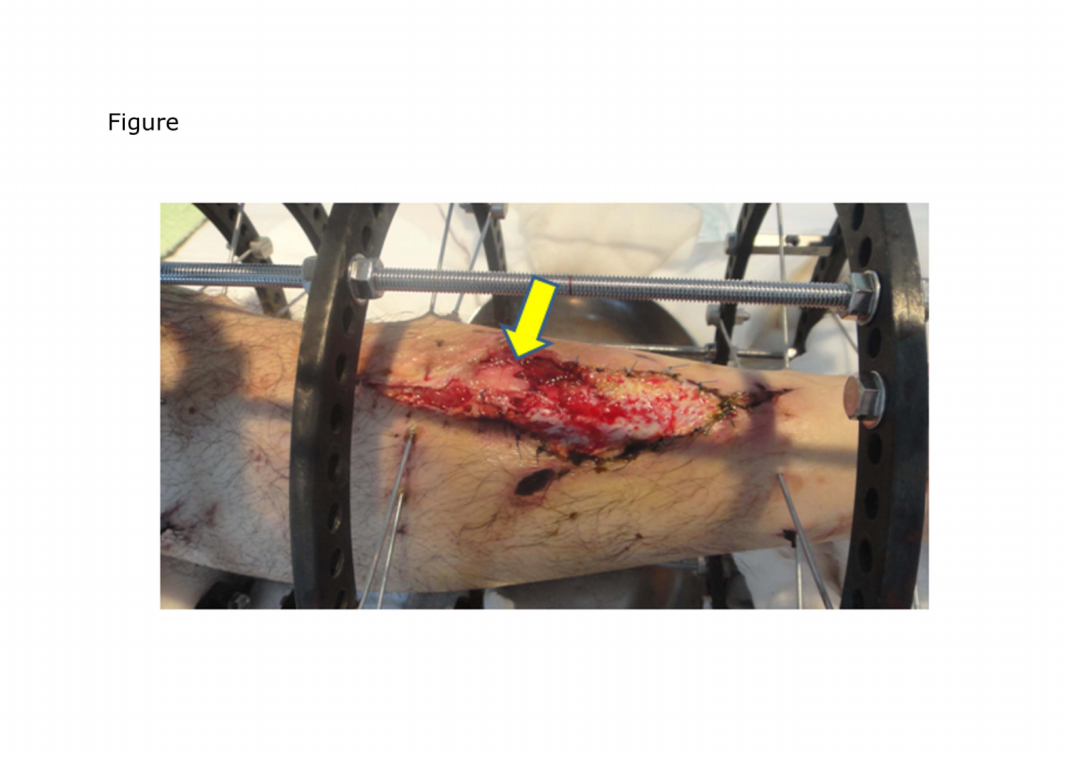Figure